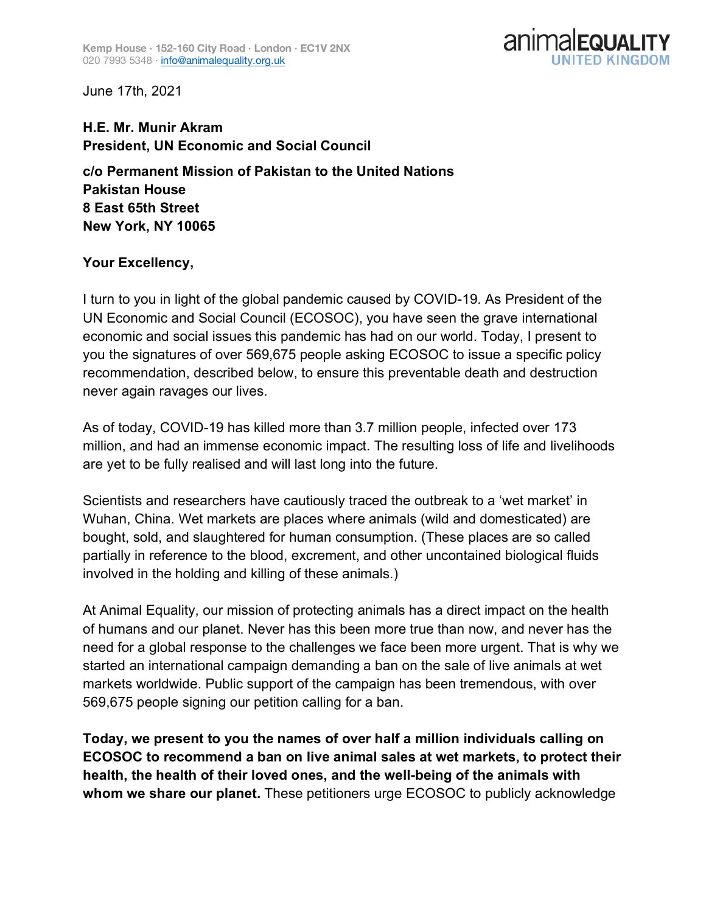Kemp House · 152-160 City Road · London · EC1V 2NX
020 7993 5348 · info@animalequality.org.uk

animalEQUALITY
UNITED KINGDOM

June 17th, 2021

**H.E. Mr. Munir Akram**
**President, UN Economic and Social Council**

**c/o Permanent Mission of Pakistan to the United Nations**
**Pakistan House**
**8 East 65th Street**
**New York, NY 10065**

**Your Excellency,**

I turn to you in light of the global pandemic caused by COVID-19. As President of the UN Economic and Social Council (ECOSOC), you have seen the grave international economic and social issues this pandemic has had on our world. Today, I present to you the signatures of over 569,675 people asking ECOSOC to issue a specific policy recommendation, described below, to ensure this preventable death and destruction never again ravages our lives.

As of today, COVID-19 has killed more than 3.7 million people, infected over 173 million, and had an immense economic impact. The resulting loss of life and livelihoods are yet to be fully realised and will last long into the future.

Scientists and researchers have cautiously traced the outbreak to a 'wet market' in Wuhan, China. Wet markets are places where animals (wild and domesticated) are bought, sold, and slaughtered for human consumption. (These places are so called partially in reference to the blood, excrement, and other uncontained biological fluids involved in the holding and killing of these animals.)

At Animal Equality, our mission of protecting animals has a direct impact on the health of humans and our planet. Never has this been more true than now, and never has the need for a global response to the challenges we face been more urgent. That is why we started an international campaign demanding a ban on the sale of live animals at wet markets worldwide. Public support of the campaign has been tremendous, with over 569,675 people signing our petition calling for a ban.

**Today, we present to you the names of over half a million individuals calling on ECOSOC to recommend a ban on live animal sales at wet markets, to protect their health, the health of their loved ones, and the well-being of the animals with whom we share our planet.** These petitioners urge ECOSOC to publicly acknowledge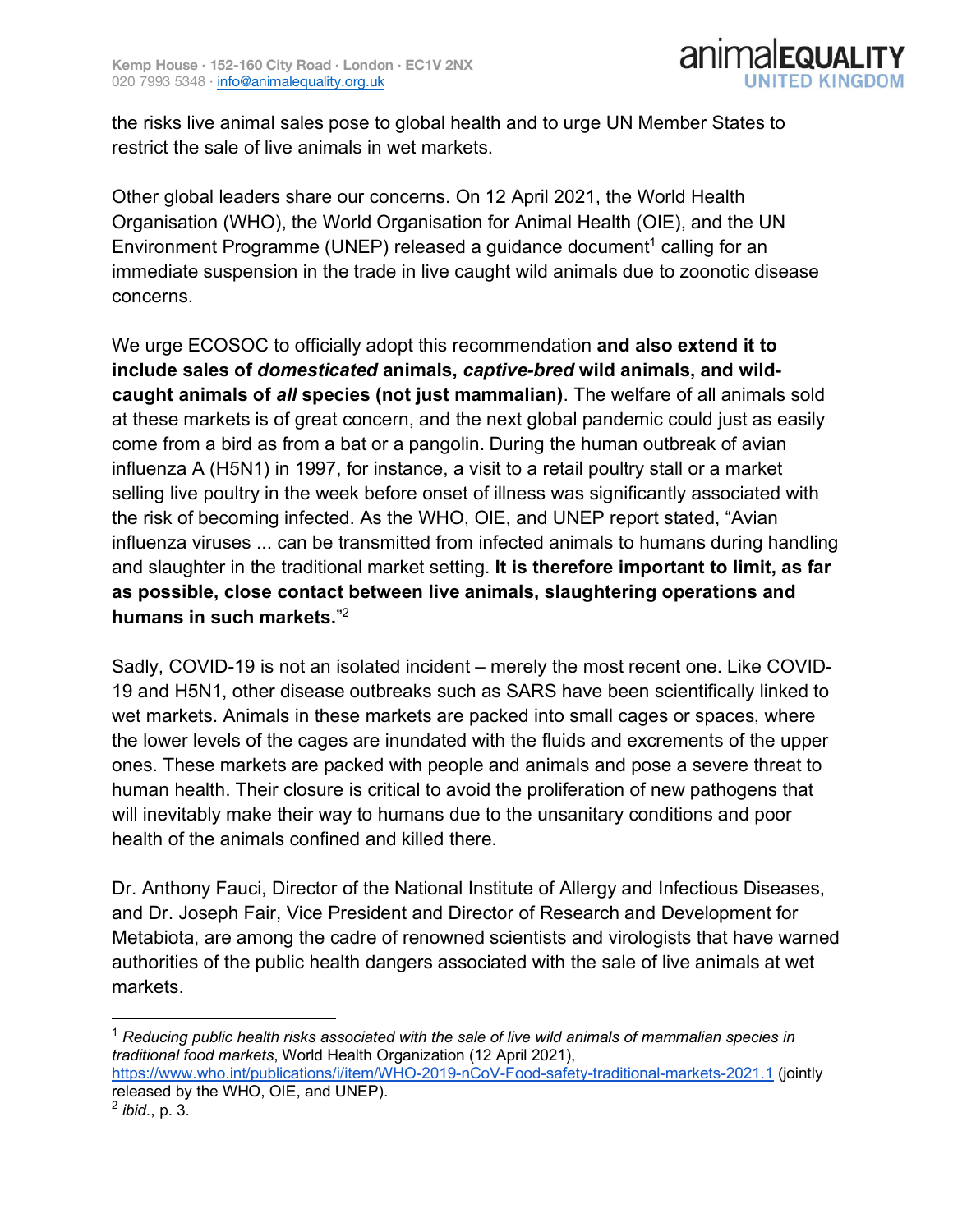the risks live animal sales pose to global health and to urge UN Member States to restrict the sale of live animals in wet markets.

Other global leaders share our concerns. On 12 April 2021, the World Health Organisation (WHO), the World Organisation for Animal Health (OIE), and the UN Environment Programme (UNEP) released a guidance document[1] calling for an immediate suspension in the trade in live caught wild animals due to zoonotic disease concerns.

We urge ECOSOC to officially adopt this recommendation **and also extend it to include sales of *domesticated* animals, *captive-bred* wild animals, and wild-caught animals of *all* species (not just mammalian)**. The welfare of all animals sold at these markets is of great concern, and the next global pandemic could just as easily come from a bird as from a bat or a pangolin. During the human outbreak of avian influenza A (H5N1) in 1997, for instance, a visit to a retail poultry stall or a market selling live poultry in the week before onset of illness was significantly associated with the risk of becoming infected. As the WHO, OIE, and UNEP report stated, "Avian influenza viruses ... can be transmitted from infected animals to humans during handling and slaughter in the traditional market setting. **It is therefore important to limit, as far as possible, close contact between live animals, slaughtering operations and humans in such markets.**"[2]

Sadly, COVID-19 is not an isolated incident – merely the most recent one. Like COVID-19 and H5N1, other disease outbreaks such as SARS have been scientifically linked to wet markets. Animals in these markets are packed into small cages or spaces, where the lower levels of the cages are inundated with the fluids and excrements of the upper ones. These markets are packed with people and animals and pose a severe threat to human health. Their closure is critical to avoid the proliferation of new pathogens that will inevitably make their way to humans due to the unsanitary conditions and poor health of the animals confined and killed there.

Dr. Anthony Fauci, Director of the National Institute of Allergy and Infectious Diseases, and Dr. Joseph Fair, Vice President and Director of Research and Development for Metabiota, are among the cadre of renowned scientists and virologists that have warned authorities of the public health dangers associated with the sale of live animals at wet markets.

---

[1] *Reducing public health risks associated with the sale of live wild animals of mammalian species in traditional food markets*, World Health Organization (12 April 2021), https://www.who.int/publications/i/item/WHO-2019-nCoV-Food-safety-traditional-markets-2021.1 (jointly released by the WHO, OIE, and UNEP).

[2] *ibid*., p. 3.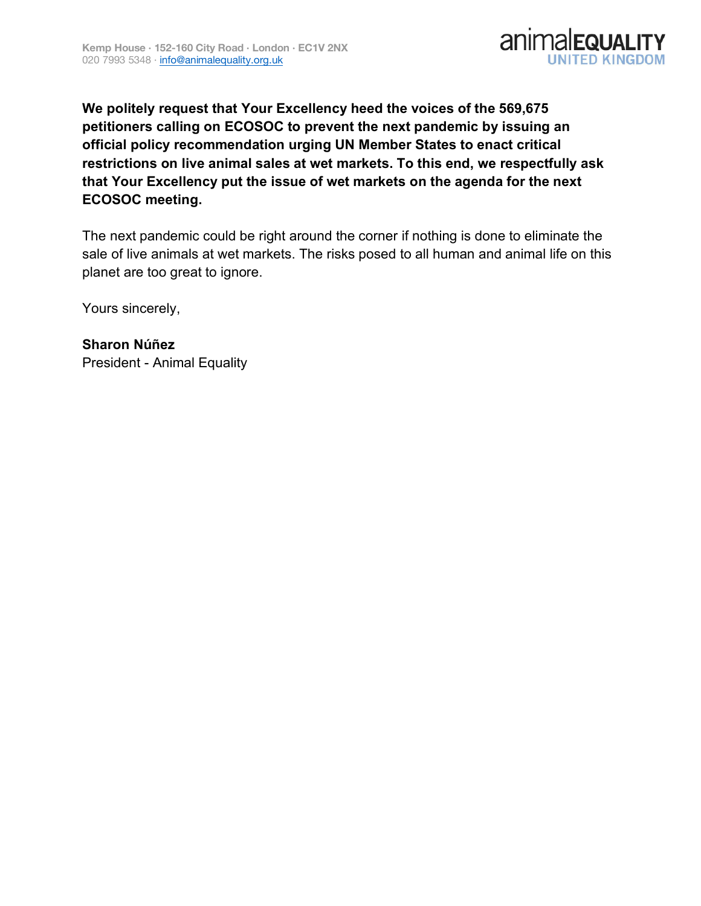**We politely request that Your Excellency heed the voices of the 569,675 petitioners calling on ECOSOC to prevent the next pandemic by issuing an official policy recommendation urging UN Member States to enact critical restrictions on live animal sales at wet markets. To this end, we respectfully ask that Your Excellency put the issue of wet markets on the agenda for the next ECOSOC meeting.**

The next pandemic could be right around the corner if nothing is done to eliminate the sale of live animals at wet markets. The risks posed to all human and animal life on this planet are too great to ignore.

Yours sincerely,

**Sharon Núñez**
President - Animal Equality